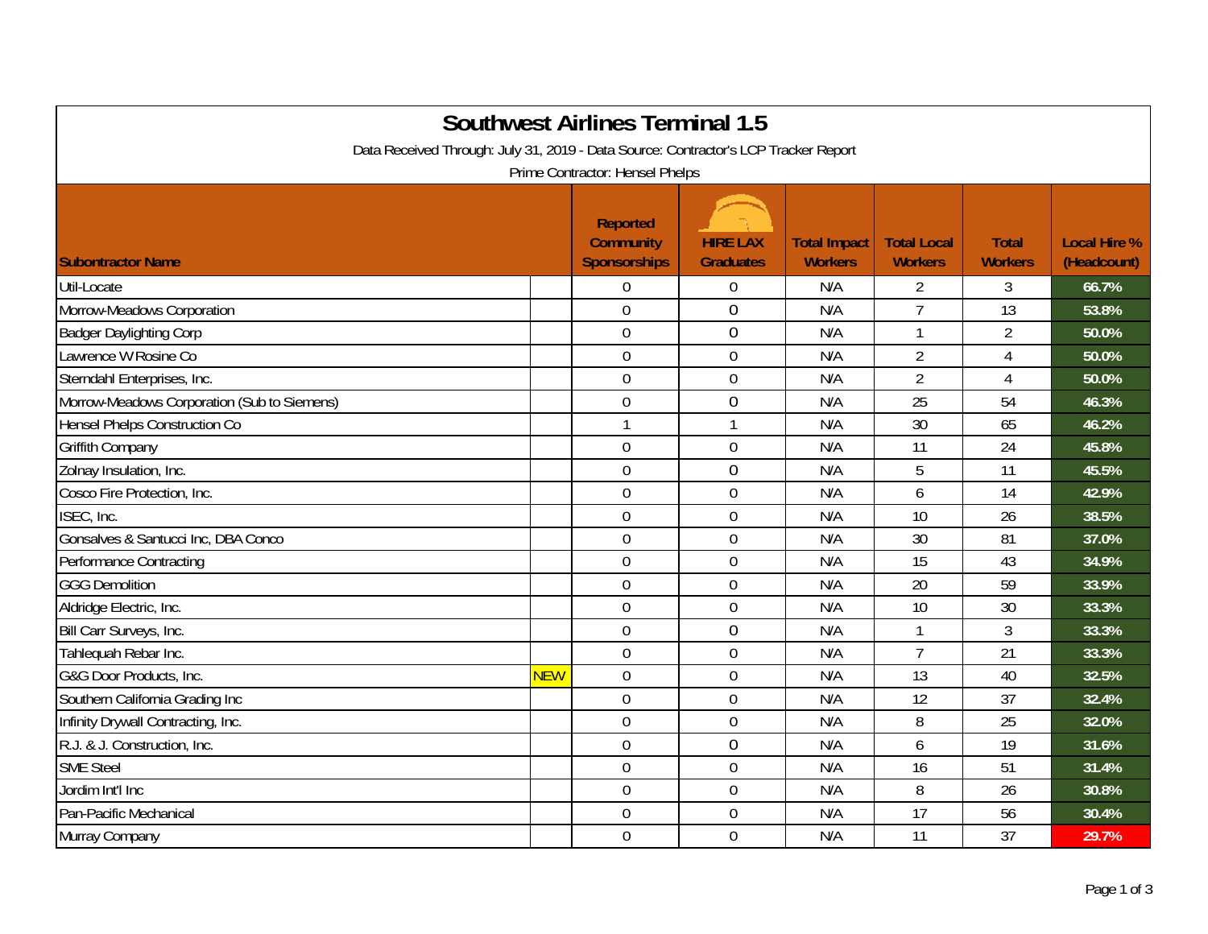# Southwest Airlines Terminal 1.5

Data Received Through: July 31, 2019 - Data Source: Contractor's LCP Tracker Report

Prime Contractor: Hensel Phelps

| Subontractor Name | | Reported Community Sponsorships | HIRE LAX Graduates | Total Impact Workers | Total Local Workers | Total Workers | Local Hire % (Headcount) |
|---|---|---|---|---|---|---|---|
| Util-Locate | | 0 | 0 | N/A | 2 | 3 | 66.7% |
| Morrow-Meadows Corporation | | 0 | 0 | N/A | 7 | 13 | 53.8% |
| Badger Daylighting Corp | | 0 | 0 | N/A | 1 | 2 | 50.0% |
| Lawrence W Rosine Co | | 0 | 0 | N/A | 2 | 4 | 50.0% |
| Sterndahl Enterprises, Inc. | | 0 | 0 | N/A | 2 | 4 | 50.0% |
| Morrow-Meadows Corporation (Sub to Siemens) | | 0 | 0 | N/A | 25 | 54 | 46.3% |
| Hensel Phelps Construction Co | | 1 | 1 | N/A | 30 | 65 | 46.2% |
| Griffith Company | | 0 | 0 | N/A | 11 | 24 | 45.8% |
| Zolnay Insulation, Inc. | | 0 | 0 | N/A | 5 | 11 | 45.5% |
| Cosco Fire Protection, Inc. | | 0 | 0 | N/A | 6 | 14 | 42.9% |
| ISEC, Inc. | | 0 | 0 | N/A | 10 | 26 | 38.5% |
| Gonsalves & Santucci Inc, DBA Conco | | 0 | 0 | N/A | 30 | 81 | 37.0% |
| Performance Contracting | | 0 | 0 | N/A | 15 | 43 | 34.9% |
| GGG Demolition | | 0 | 0 | N/A | 20 | 59 | 33.9% |
| Aldridge Electric, Inc. | | 0 | 0 | N/A | 10 | 30 | 33.3% |
| Bill Carr Surveys, Inc. | | 0 | 0 | N/A | 1 | 3 | 33.3% |
| Tahlequah Rebar Inc. | | 0 | 0 | N/A | 7 | 21 | 33.3% |
| G&G Door Products, Inc. | NEW | 0 | 0 | N/A | 13 | 40 | 32.5% |
| Southern California Grading Inc | | 0 | 0 | N/A | 12 | 37 | 32.4% |
| Infinity Drywall Contracting, Inc. | | 0 | 0 | N/A | 8 | 25 | 32.0% |
| R.J. & J. Construction, Inc. | | 0 | 0 | N/A | 6 | 19 | 31.6% |
| SME Steel | | 0 | 0 | N/A | 16 | 51 | 31.4% |
| Jordim Int'l Inc | | 0 | 0 | N/A | 8 | 26 | 30.8% |
| Pan-Pacific Mechanical | | 0 | 0 | N/A | 17 | 56 | 30.4% |
| Murray Company | | 0 | 0 | N/A | 11 | 37 | 29.7% |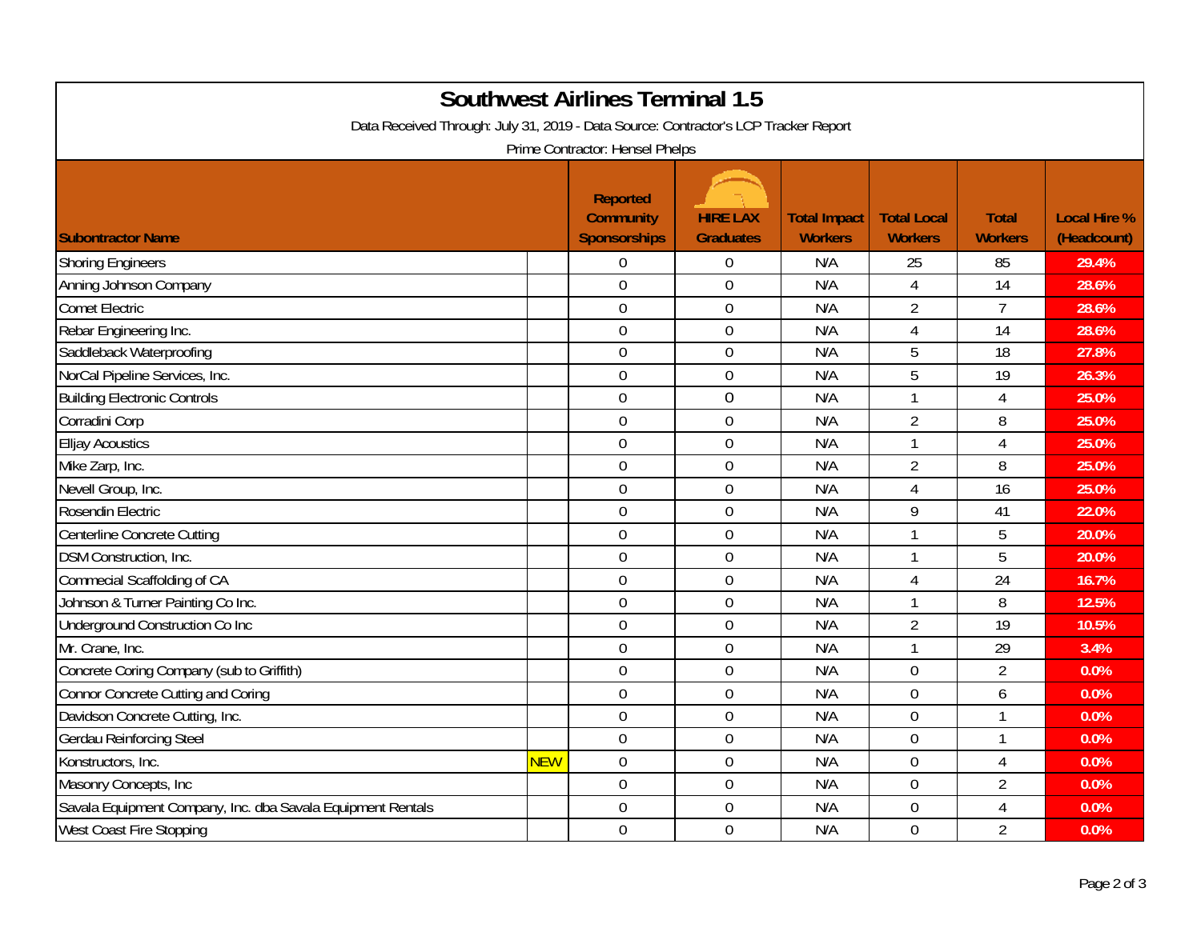# Southwest Airlines Terminal 1.5

Data Received Through: July 31, 2019 - Data Source: Contractor's LCP Tracker Report

Prime Contractor: Hensel Phelps

| Subontractor Name | | Reported Community Sponsorships | HIRE LAX Graduates | Total Impact Workers | Total Local Workers | Total Workers | Local Hire % (Headcount) |
|---|---|---|---|---|---|---|---|
| Shoring Engineers | | 0 | 0 | N/A | 25 | 85 | 29.4% |
| Anning Johnson Company | | 0 | 0 | N/A | 4 | 14 | 28.6% |
| Comet Electric | | 0 | 0 | N/A | 2 | 7 | 28.6% |
| Rebar Engineering Inc. | | 0 | 0 | N/A | 4 | 14 | 28.6% |
| Saddleback Waterproofing | | 0 | 0 | N/A | 5 | 18 | 27.8% |
| NorCal Pipeline Services, Inc. | | 0 | 0 | N/A | 5 | 19 | 26.3% |
| Building Electronic Controls | | 0 | 0 | N/A | 1 | 4 | 25.0% |
| Corradini Corp | | 0 | 0 | N/A | 2 | 8 | 25.0% |
| Elljay Acoustics | | 0 | 0 | N/A | 1 | 4 | 25.0% |
| Mike Zarp, Inc. | | 0 | 0 | N/A | 2 | 8 | 25.0% |
| Nevell Group, Inc. | | 0 | 0 | N/A | 4 | 16 | 25.0% |
| Rosendin Electric | | 0 | 0 | N/A | 9 | 41 | 22.0% |
| Centerline Concrete Cutting | | 0 | 0 | N/A | 1 | 5 | 20.0% |
| DSM Construction, Inc. | | 0 | 0 | N/A | 1 | 5 | 20.0% |
| Commecial Scaffolding of CA | | 0 | 0 | N/A | 4 | 24 | 16.7% |
| Johnson & Turner Painting Co Inc. | | 0 | 0 | N/A | 1 | 8 | 12.5% |
| Underground Construction Co Inc | | 0 | 0 | N/A | 2 | 19 | 10.5% |
| Mr. Crane, Inc. | | 0 | 0 | N/A | 1 | 29 | 3.4% |
| Concrete Coring Company (sub to Griffith) | | 0 | 0 | N/A | 0 | 2 | 0.0% |
| Connor Concrete Cutting and Coring | | 0 | 0 | N/A | 0 | 6 | 0.0% |
| Davidson Concrete Cutting, Inc. | | 0 | 0 | N/A | 0 | 1 | 0.0% |
| Gerdau Reinforcing Steel | | 0 | 0 | N/A | 0 | 1 | 0.0% |
| Konstructors, Inc. | NEW | 0 | 0 | N/A | 0 | 4 | 0.0% |
| Masonry Concepts, Inc | | 0 | 0 | N/A | 0 | 2 | 0.0% |
| Savala Equipment Company, Inc. dba Savala Equipment Rentals | | 0 | 0 | N/A | 0 | 4 | 0.0% |
| West Coast Fire Stopping | | 0 | 0 | N/A | 0 | 2 | 0.0% |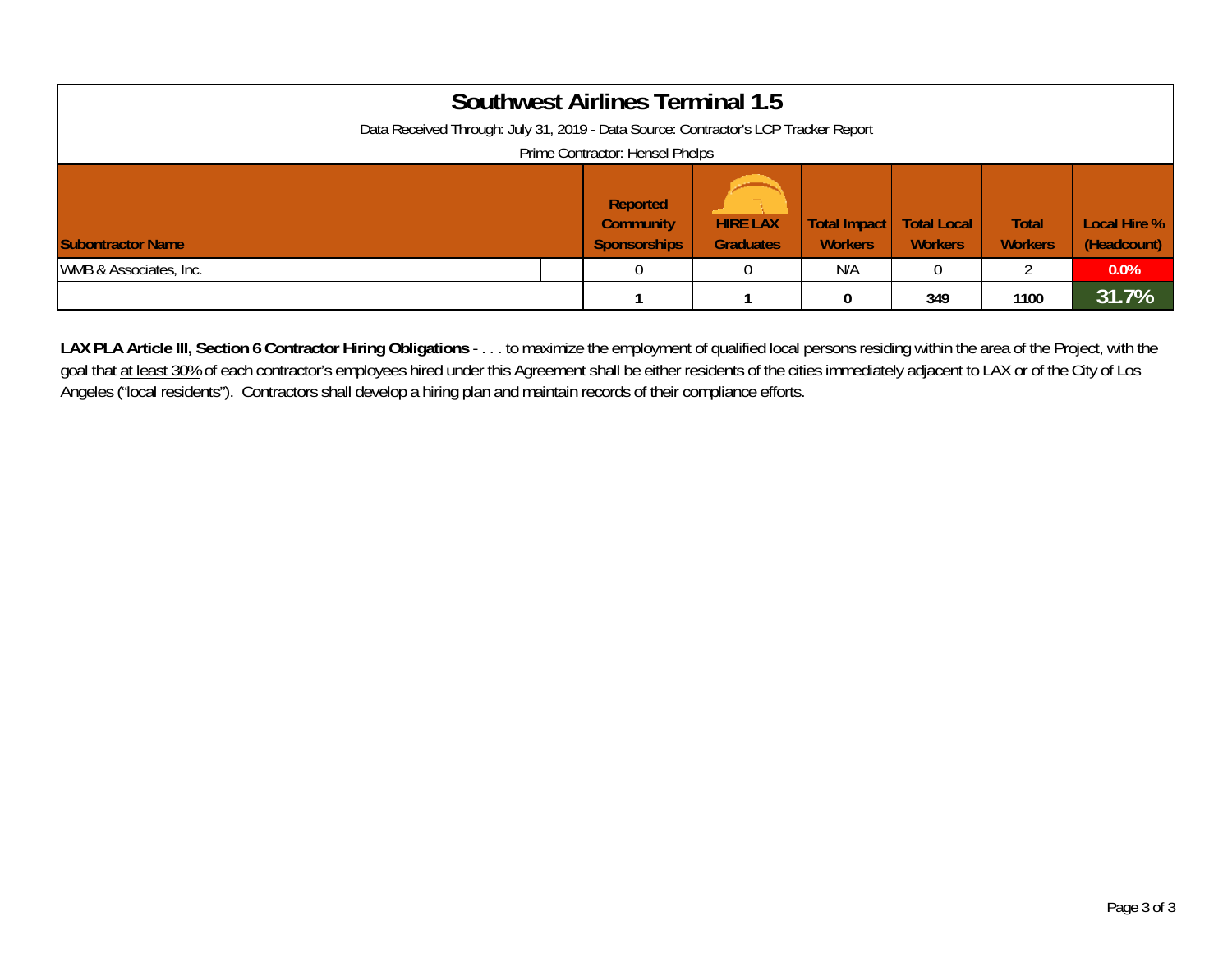## Southwest Airlines Terminal 1.5

Data Received Through: July 31, 2019 - Data Source: Contractor's LCP Tracker Report

Prime Contractor: Hensel Phelps

| Subontractor Name | | Reported Community Sponsorships | HIRE LAX Graduates | Total Impact Workers | Total Local Workers | Total Workers | Local Hire % (Headcount) |
|---|---|---|---|---|---|---|---|
| WMB & Associates, Inc. | | 0 | 0 | N/A | 0 | 2 | 0.0% |
| | | **1** | **1** | **0** | **349** | **1100** | **31.7%** |

**LAX PLA Article III, Section 6 Contractor Hiring Obligations** - . . . to maximize the employment of qualified local persons residing within the area of the Project, with the goal that at least 30% of each contractor's employees hired under this Agreement shall be either residents of the cities immediately adjacent to LAX or of the City of Los Angeles ("local residents"). Contractors shall develop a hiring plan and maintain records of their compliance efforts.